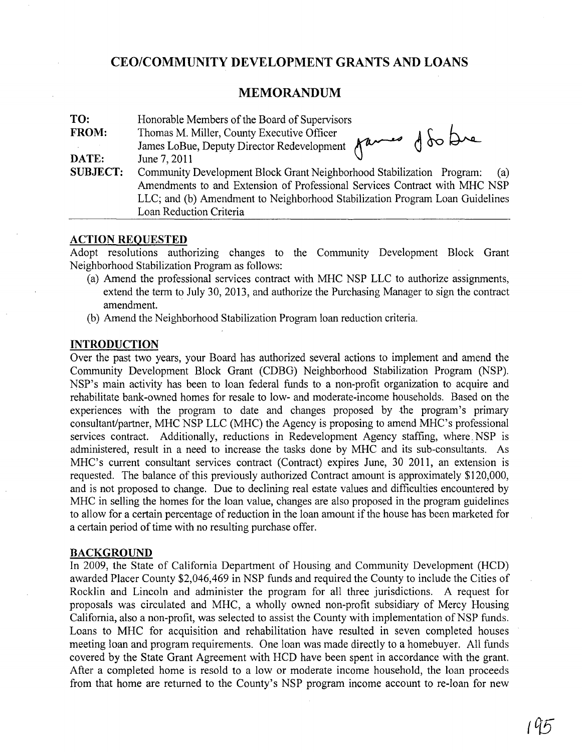# CEO/COMMUNITY DEVELOPMENT GRANTS AND LOANS

## MEMORANDUM

**TO:** Honorable Members of the Board of Supervisors

**FROM:** Thomas M. Miller, County Executive Officer
James LoBue, Deputy Director Redevelopment

**DATE:** June 7, 2011

**SUBJECT:** Community Development Block Grant Neighborhood Stabilization Program: (a) Amendments to and Extension of Professional Services Contract with MHC NSP LLC; and (b) Amendment to Neighborhood Stabilization Program Loan Guidelines Loan Reduction Criteria

## ACTION REQUESTED

Adopt resolutions authorizing changes to the Community Development Block Grant Neighborhood Stabilization Program as follows:

(a) Amend the professional services contract with MHC NSP LLC to authorize assignments, extend the term to July 30, 2013, and authorize the Purchasing Manager to sign the contract amendment.

(b) Amend the Neighborhood Stabilization Program loan reduction criteria.

## INTRODUCTION

Over the past two years, your Board has authorized several actions to implement and amend the Community Development Block Grant (CDBG) Neighborhood Stabilization Program (NSP). NSP's main activity has been to loan federal funds to a non-profit organization to acquire and rehabilitate bank-owned homes for resale to low- and moderate-income households. Based on the experiences with the program to date and changes proposed by the program's primary consultant/partner, MHC NSP LLC (MHC) the Agency is proposing to amend MHC's professional services contract. Additionally, reductions in Redevelopment Agency staffing, where NSP is administered, result in a need to increase the tasks done by MHC and its sub-consultants. As MHC's current consultant services contract (Contract) expires June, 30 2011, an extension is requested. The balance of this previously authorized Contract amount is approximately $120,000, and is not proposed to change. Due to declining real estate values and difficulties encountered by MHC in selling the homes for the loan value, changes are also proposed in the program guidelines to allow for a certain percentage of reduction in the loan amount if the house has been marketed for a certain period of time with no resulting purchase offer.

## BACKGROUND

In 2009, the State of California Department of Housing and Community Development (HCD) awarded Placer County $2,046,469 in NSP funds and required the County to include the Cities of Rocklin and Lincoln and administer the program for all three jurisdictions. A request for proposals was circulated and MHC, a wholly owned non-profit subsidiary of Mercy Housing California, also a non-profit, was selected to assist the County with implementation of NSP funds. Loans to MHC for acquisition and rehabilitation have resulted in seven completed houses meeting loan and program requirements. One loan was made directly to a homebuyer. All funds covered by the State Grant Agreement with HCD have been spent in accordance with the grant. After a completed home is resold to a low or moderate income household, the loan proceeds from that home are returned to the County's NSP program income account to re-loan for new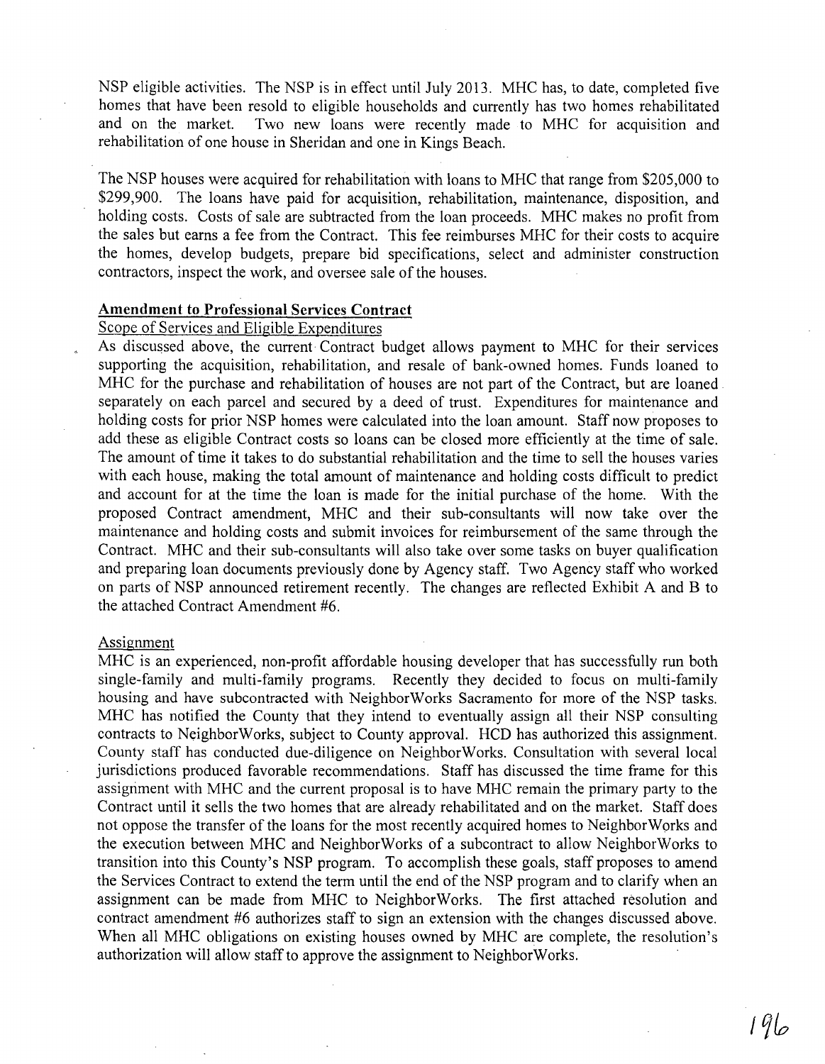NSP eligible activities. The NSP is in effect until July 2013. MHC has, to date, completed five homes that have been resold to eligible households and currently has two homes rehabilitated and on the market. Two new loans were recently made to MHC for acquisition and rehabilitation of one house in Sheridan and one in Kings Beach.

The NSP houses were acquired for rehabilitation with loans to MHC that range from $205,000 to $299,900. The loans have paid for acquisition, rehabilitation, maintenance, disposition, and holding costs. Costs of sale are subtracted from the loan proceeds. MHC makes no profit from the sales but earns a fee from the Contract. This fee reimburses MHC for their costs to acquire the homes, develop budgets, prepare bid specifications, select and administer construction contractors, inspect the work, and oversee sale of the houses.

**Amendment to Professional Services Contract**

Scope of Services and Eligible Expenditures

As discussed above, the current Contract budget allows payment to MHC for their services supporting the acquisition, rehabilitation, and resale of bank-owned homes. Funds loaned to MHC for the purchase and rehabilitation of houses are not part of the Contract, but are loaned separately on each parcel and secured by a deed of trust. Expenditures for maintenance and holding costs for prior NSP homes were calculated into the loan amount. Staff now proposes to add these as eligible Contract costs so loans can be closed more efficiently at the time of sale. The amount of time it takes to do substantial rehabilitation and the time to sell the houses varies with each house, making the total amount of maintenance and holding costs difficult to predict and account for at the time the loan is made for the initial purchase of the home. With the proposed Contract amendment, MHC and their sub-consultants will now take over the maintenance and holding costs and submit invoices for reimbursement of the same through the Contract. MHC and their sub-consultants will also take over some tasks on buyer qualification and preparing loan documents previously done by Agency staff. Two Agency staff who worked on parts of NSP announced retirement recently. The changes are reflected Exhibit A and B to the attached Contract Amendment #6.

Assignment

MHC is an experienced, non-profit affordable housing developer that has successfully run both single-family and multi-family programs. Recently they decided to focus on multi-family housing and have subcontracted with NeighborWorks Sacramento for more of the NSP tasks. MHC has notified the County that they intend to eventually assign all their NSP consulting contracts to NeighborWorks, subject to County approval. HCD has authorized this assignment. County staff has conducted due-diligence on NeighborWorks. Consultation with several local jurisdictions produced favorable recommendations. Staff has discussed the time frame for this assignment with MHC and the current proposal is to have MHC remain the primary party to the Contract until it sells the two homes that are already rehabilitated and on the market. Staff does not oppose the transfer of the loans for the most recently acquired homes to NeighborWorks and the execution between MHC and NeighborWorks of a subcontract to allow NeighborWorks to transition into this County's NSP program. To accomplish these goals, staff proposes to amend the Services Contract to extend the term until the end of the NSP program and to clarify when an assignment can be made from MHC to NeighborWorks. The first attached resolution and contract amendment #6 authorizes staff to sign an extension with the changes discussed above. When all MHC obligations on existing houses owned by MHC are complete, the resolution's authorization will allow staff to approve the assignment to NeighborWorks.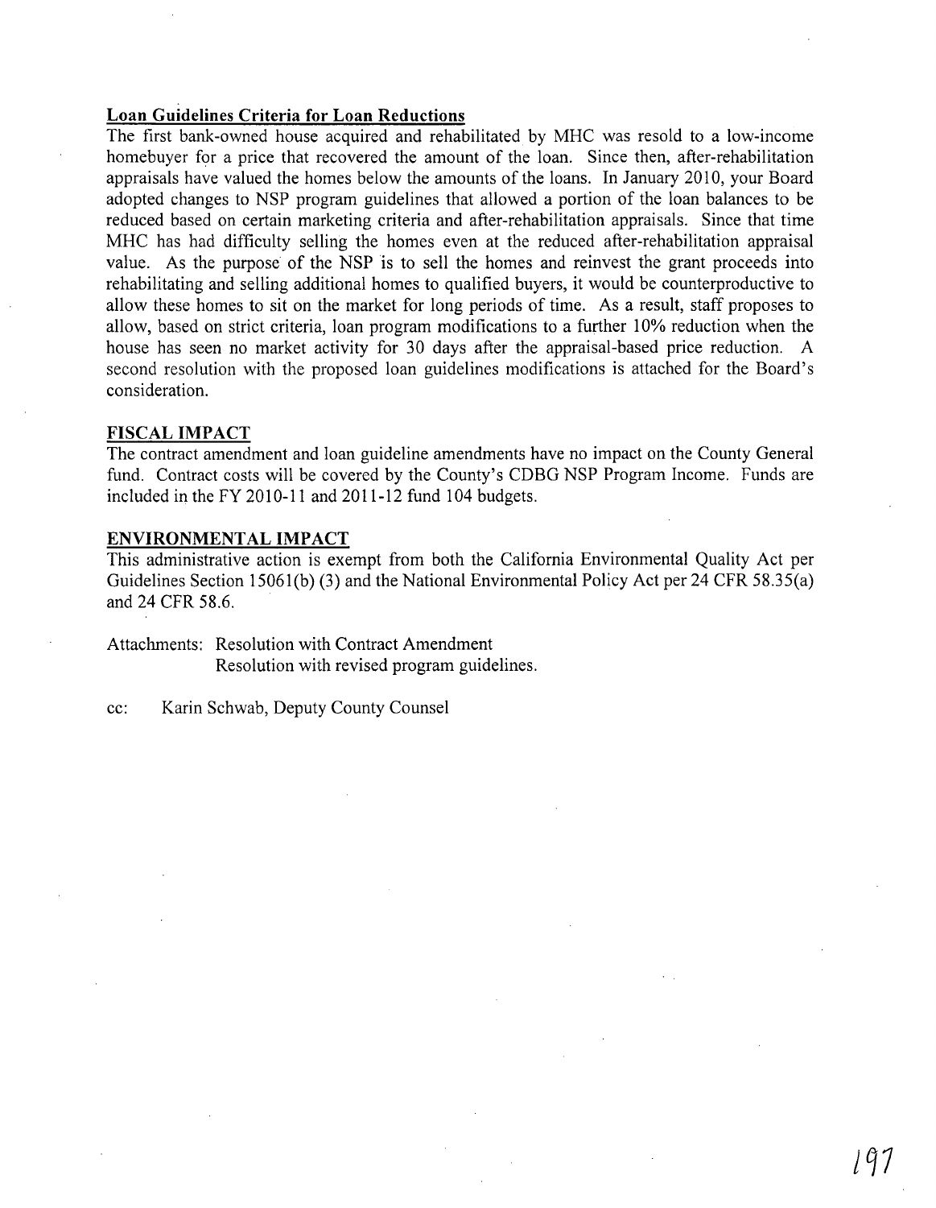**Loan Guidelines Criteria for Loan Reductions**

The first bank-owned house acquired and rehabilitated by MHC was resold to a low-income homebuyer for a price that recovered the amount of the loan. Since then, after-rehabilitation appraisals have valued the homes below the amounts of the loans. In January 2010, your Board adopted changes to NSP program guidelines that allowed a portion of the loan balances to be reduced based on certain marketing criteria and after-rehabilitation appraisals. Since that time MHC has had difficulty selling the homes even at the reduced after-rehabilitation appraisal value. As the purpose of the NSP is to sell the homes and reinvest the grant proceeds into rehabilitating and selling additional homes to qualified buyers, it would be counterproductive to allow these homes to sit on the market for long periods of time. As a result, staff proposes to allow, based on strict criteria, loan program modifications to a further 10% reduction when the house has seen no market activity for 30 days after the appraisal-based price reduction. A second resolution with the proposed loan guidelines modifications is attached for the Board's consideration.

**FISCAL IMPACT**

The contract amendment and loan guideline amendments have no impact on the County General fund. Contract costs will be covered by the County's CDBG NSP Program Income. Funds are included in the FY 2010-11 and 2011-12 fund 104 budgets.

**ENVIRONMENTAL IMPACT**

This administrative action is exempt from both the California Environmental Quality Act per Guidelines Section 15061(b) (3) and the National Environmental Policy Act per 24 CFR 58.35(a) and 24 CFR 58.6.

Attachments: Resolution with Contract Amendment
Resolution with revised program guidelines.

cc: Karin Schwab, Deputy County Counsel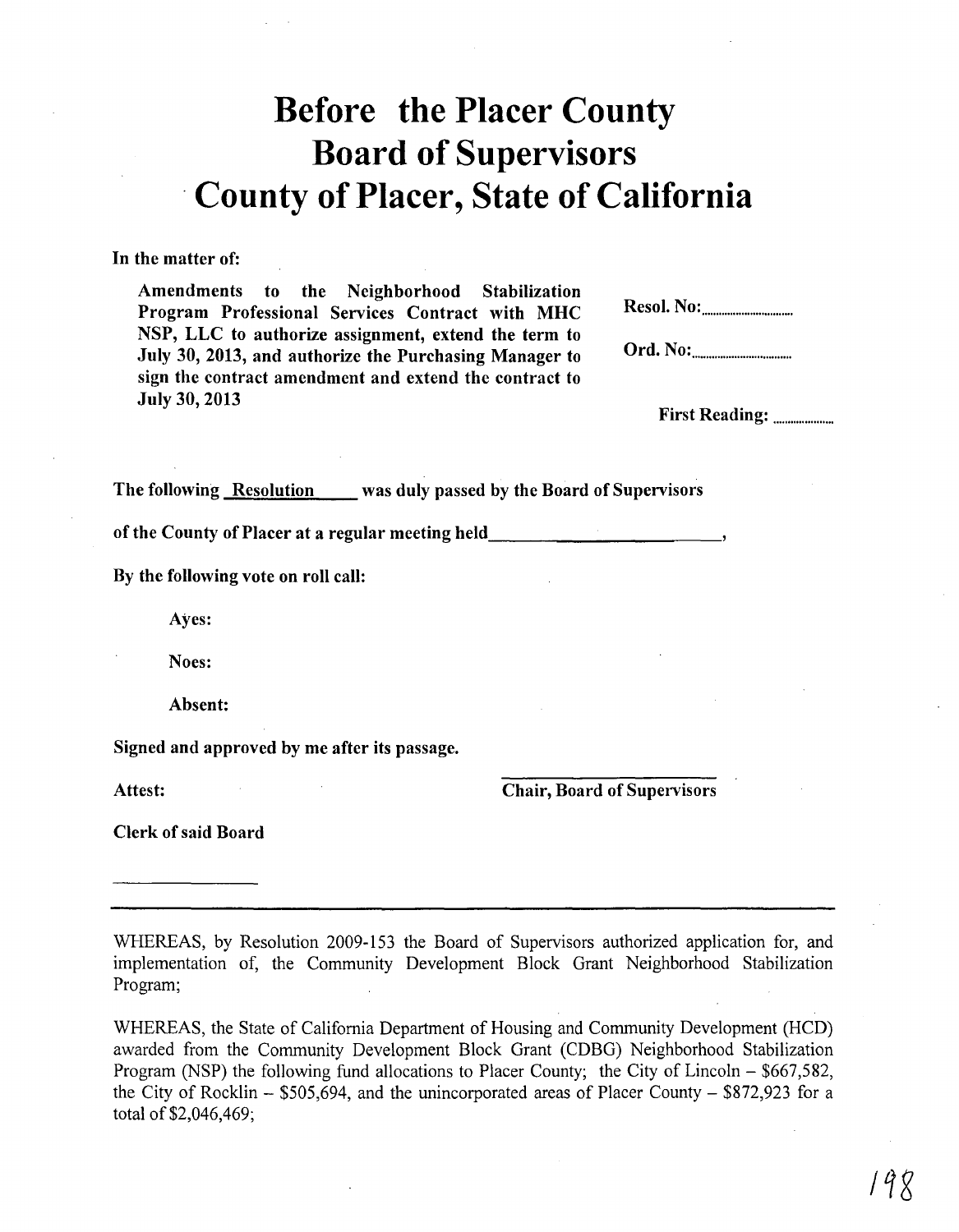# Before the Placer County Board of Supervisors County of Placer, State of California

**In the matter of:**

**Amendments to the Neighborhood Stabilization Program Professional Services Contract with MHC NSP, LLC to authorize assignment, extend the term to July 30, 2013, and authorize the Purchasing Manager to sign the contract amendment and extend the contract to July 30, 2013**

**Resol. No:..............................**

**Ord. No:..............................**

**First Reading: ....................**

**The following Resolution was duly passed by the Board of Supervisors**

**of the County of Placer at a regular meeting held________________________,**

**By the following vote on roll call:**

**Ayes:**

**Noes:**

**Absent:**

**Signed and approved by me after its passage.**

**Attest:** ________________________ **Chair, Board of Supervisors**

**Clerk of said Board**

______________

---

WHEREAS, by Resolution 2009-153 the Board of Supervisors authorized application for, and implementation of, the Community Development Block Grant Neighborhood Stabilization Program;

WHEREAS, the State of California Department of Housing and Community Development (HCD) awarded from the Community Development Block Grant (CDBG) Neighborhood Stabilization Program (NSP) the following fund allocations to Placer County; the City of Lincoln – $667,582, the City of Rocklin – $505,694, and the unincorporated areas of Placer County – $872,923 for a total of $2,046,469;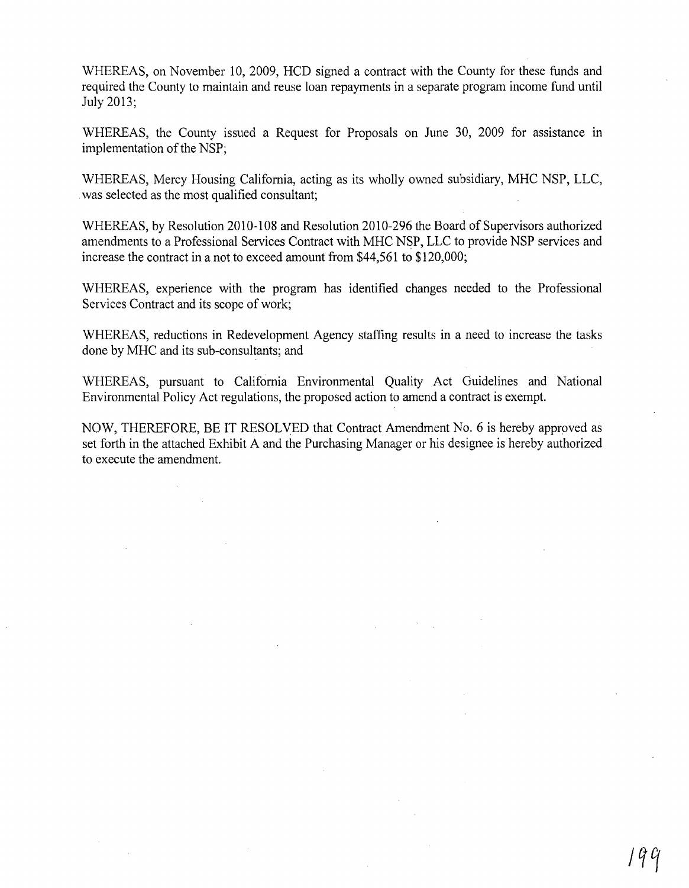WHEREAS, on November 10, 2009, HCD signed a contract with the County for these funds and required the County to maintain and reuse loan repayments in a separate program income fund until July 2013;

WHEREAS, the County issued a Request for Proposals on June 30, 2009 for assistance in implementation of the NSP;

WHEREAS, Mercy Housing California, acting as its wholly owned subsidiary, MHC NSP, LLC, was selected as the most qualified consultant;

WHEREAS, by Resolution 2010-108 and Resolution 2010-296 the Board of Supervisors authorized amendments to a Professional Services Contract with MHC NSP, LLC to provide NSP services and increase the contract in a not to exceed amount from $44,561 to $120,000;

WHEREAS, experience with the program has identified changes needed to the Professional Services Contract and its scope of work;

WHEREAS, reductions in Redevelopment Agency staffing results in a need to increase the tasks done by MHC and its sub-consultants; and

WHEREAS, pursuant to California Environmental Quality Act Guidelines and National Environmental Policy Act regulations, the proposed action to amend a contract is exempt.

NOW, THEREFORE, BE IT RESOLVED that Contract Amendment No. 6 is hereby approved as set forth in the attached Exhibit A and the Purchasing Manager or his designee is hereby authorized to execute the amendment.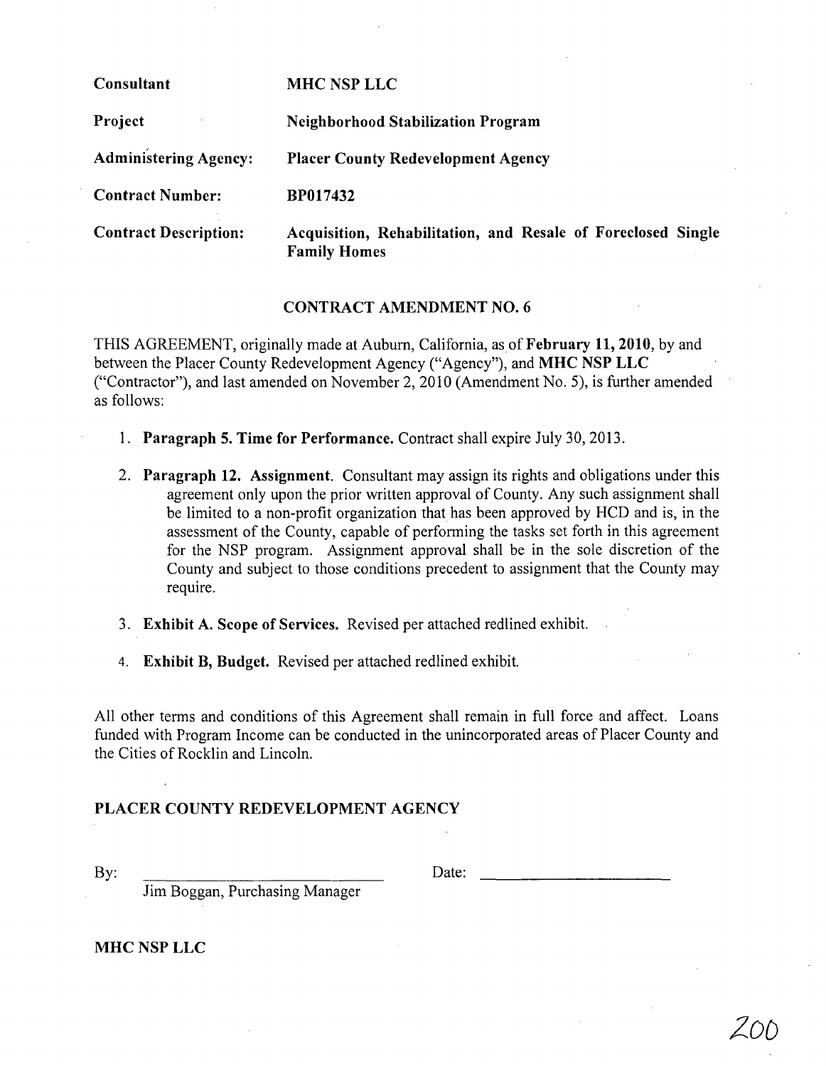| | |
|---|---|
| **Consultant** | **MHC NSP LLC** |
| **Project** | **Neighborhood Stabilization Program** |
| **Administering Agency:** | **Placer County Redevelopment Agency** |
| **Contract Number:** | **BP017432** |
| **Contract Description:** | **Acquisition, Rehabilitation, and Resale of Foreclosed Single Family Homes** |

## CONTRACT AMENDMENT NO. 6

THIS AGREEMENT, originally made at Auburn, California, as of **February 11, 2010**, by and between the Placer County Redevelopment Agency ("Agency"), and **MHC NSP LLC** ("Contractor"), and last amended on November 2, 2010 (Amendment No. 5), is further amended as follows:

1. **Paragraph 5. Time for Performance.** Contract shall expire July 30, 2013.
2. **Paragraph 12. Assignment**. Consultant may assign its rights and obligations under this agreement only upon the prior written approval of County. Any such assignment shall be limited to a non-profit organization that has been approved by HCD and is, in the assessment of the County, capable of performing the tasks set forth in this agreement for the NSP program. Assignment approval shall be in the sole discretion of the County and subject to those conditions precedent to assignment that the County may require.
3. **Exhibit A. Scope of Services.** Revised per attached redlined exhibit.
4. **Exhibit B, Budget.** Revised per attached redlined exhibit.

All other terms and conditions of this Agreement shall remain in full force and affect. Loans funded with Program Income can be conducted in the unincorporated areas of Placer County and the Cities of Rocklin and Lincoln.

**PLACER COUNTY REDEVELOPMENT AGENCY**

By: ______________________________ Date: ______________________
Jim Boggan, Purchasing Manager

**MHC NSP LLC**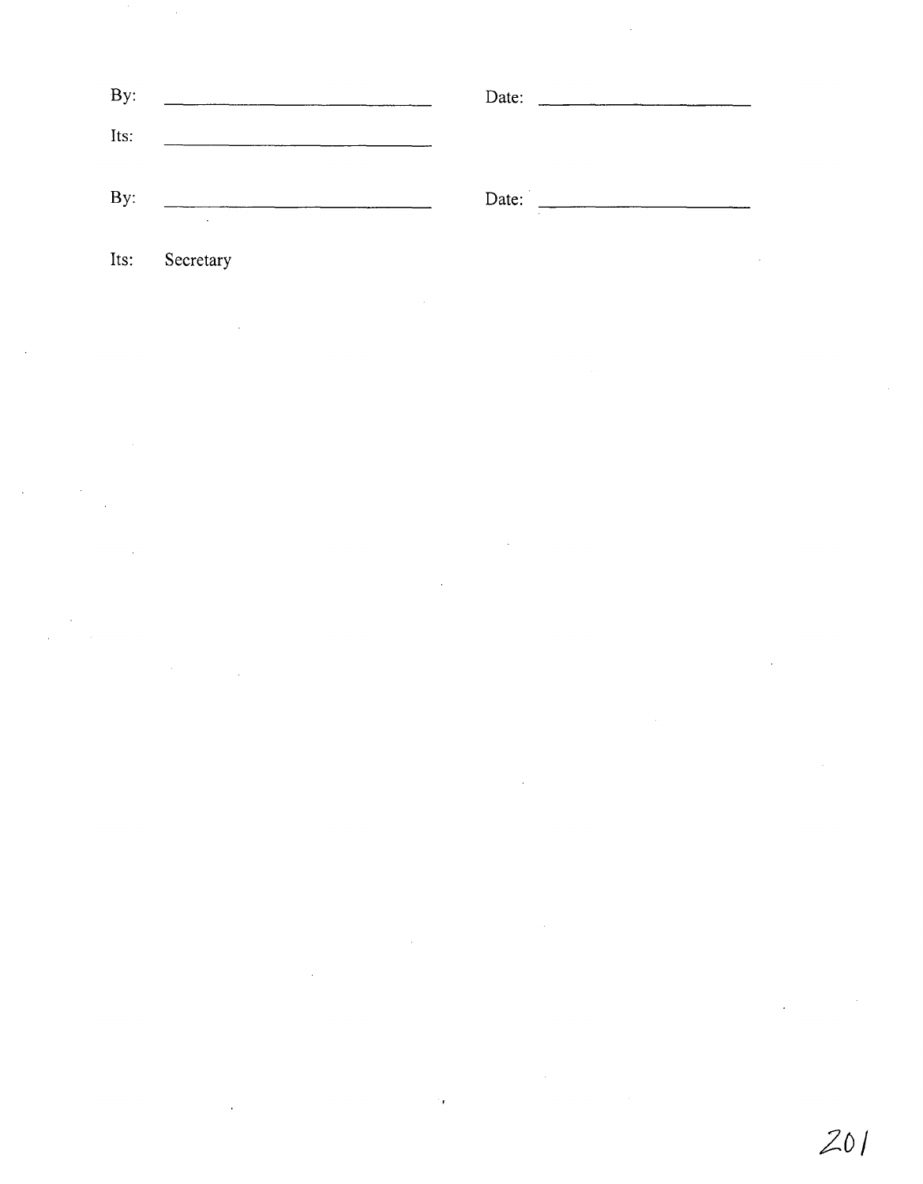By: ______________________________ Date: ______________________

Its: ______________________________

By: ______________________________ Date: ______________________

Its: Secretary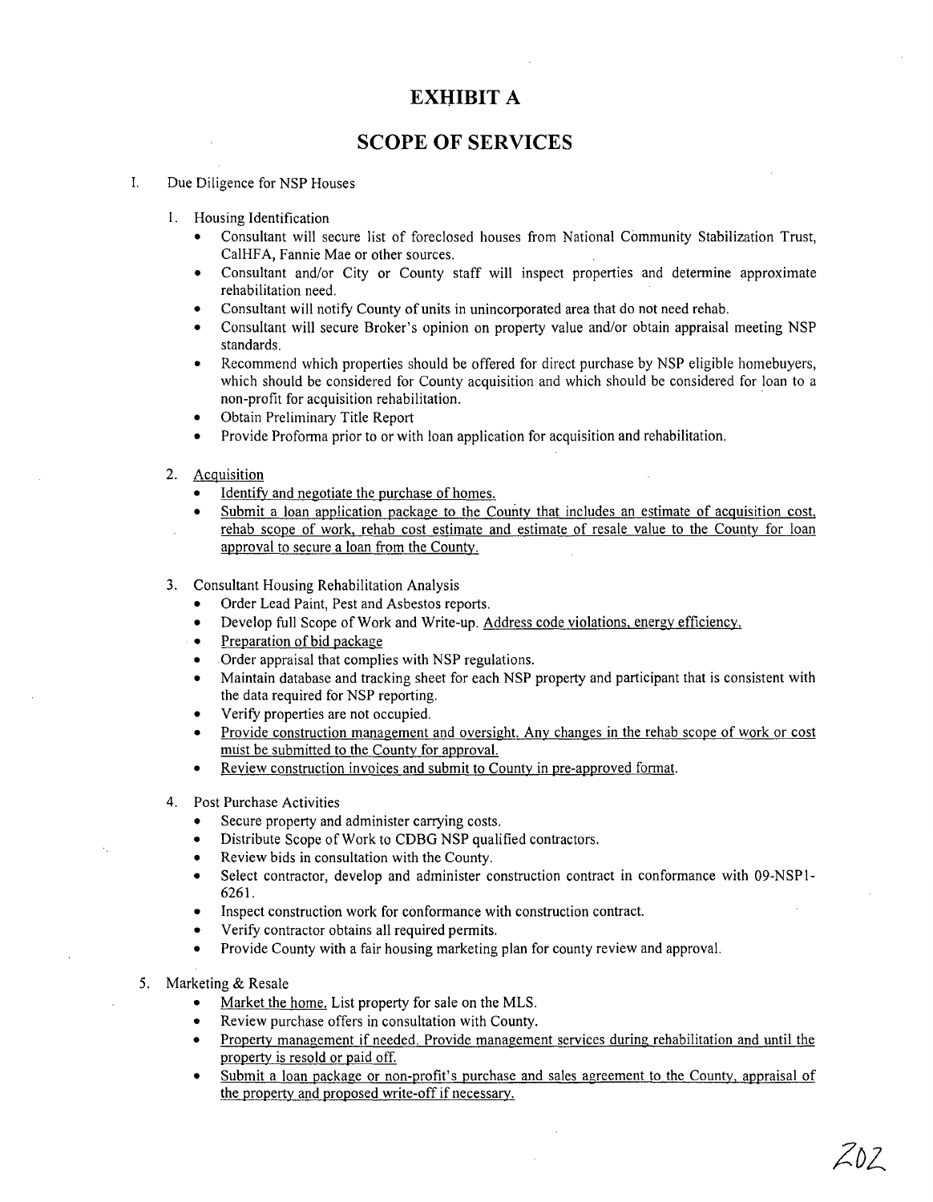# EXHIBIT A

# SCOPE OF SERVICES

I. Due Diligence for NSP Houses

1. Housing Identification
   - Consultant will secure list of foreclosed houses from National Community Stabilization Trust, CalHFA, Fannie Mae or other sources.
   - Consultant and/or City or County staff will inspect properties and determine approximate rehabilitation need.
   - Consultant will notify County of units in unincorporated area that do not need rehab.
   - Consultant will secure Broker's opinion on property value and/or obtain appraisal meeting NSP standards.
   - Recommend which properties should be offered for direct purchase by NSP eligible homebuyers, which should be considered for County acquisition and which should be considered for loan to a non-profit for acquisition rehabilitation.
   - Obtain Preliminary Title Report
   - Provide Proforma prior to or with loan application for acquisition and rehabilitation.

2. Acquisition
   - Identify and negotiate the purchase of homes.
   - Submit a loan application package to the County that includes an estimate of acquisition cost, rehab scope of work, rehab cost estimate and estimate of resale value to the County for loan approval to secure a loan from the County.

3. Consultant Housing Rehabilitation Analysis
   - Order Lead Paint, Pest and Asbestos reports.
   - Develop full Scope of Work and Write-up. Address code violations, energy efficiency.
   - Preparation of bid package
   - Order appraisal that complies with NSP regulations.
   - Maintain database and tracking sheet for each NSP property and participant that is consistent with the data required for NSP reporting.
   - Verify properties are not occupied.
   - Provide construction management and oversight. Any changes in the rehab scope of work or cost must be submitted to the County for approval.
   - Review construction invoices and submit to County in pre-approved format.

4. Post Purchase Activities
   - Secure property and administer carrying costs.
   - Distribute Scope of Work to CDBG NSP qualified contractors.
   - Review bids in consultation with the County.
   - Select contractor, develop and administer construction contract in conformance with 09-NSP1-6261.
   - Inspect construction work for conformance with construction contract.
   - Verify contractor obtains all required permits.
   - Provide County with a fair housing marketing plan for county review and approval.

5. Marketing & Resale
   - Market the home. List property for sale on the MLS.
   - Review purchase offers in consultation with County.
   - Property management if needed. Provide management services during rehabilitation and until the property is resold or paid off.
   - Submit a loan package or non-profit's purchase and sales agreement to the County, appraisal of the property and proposed write-off if necessary.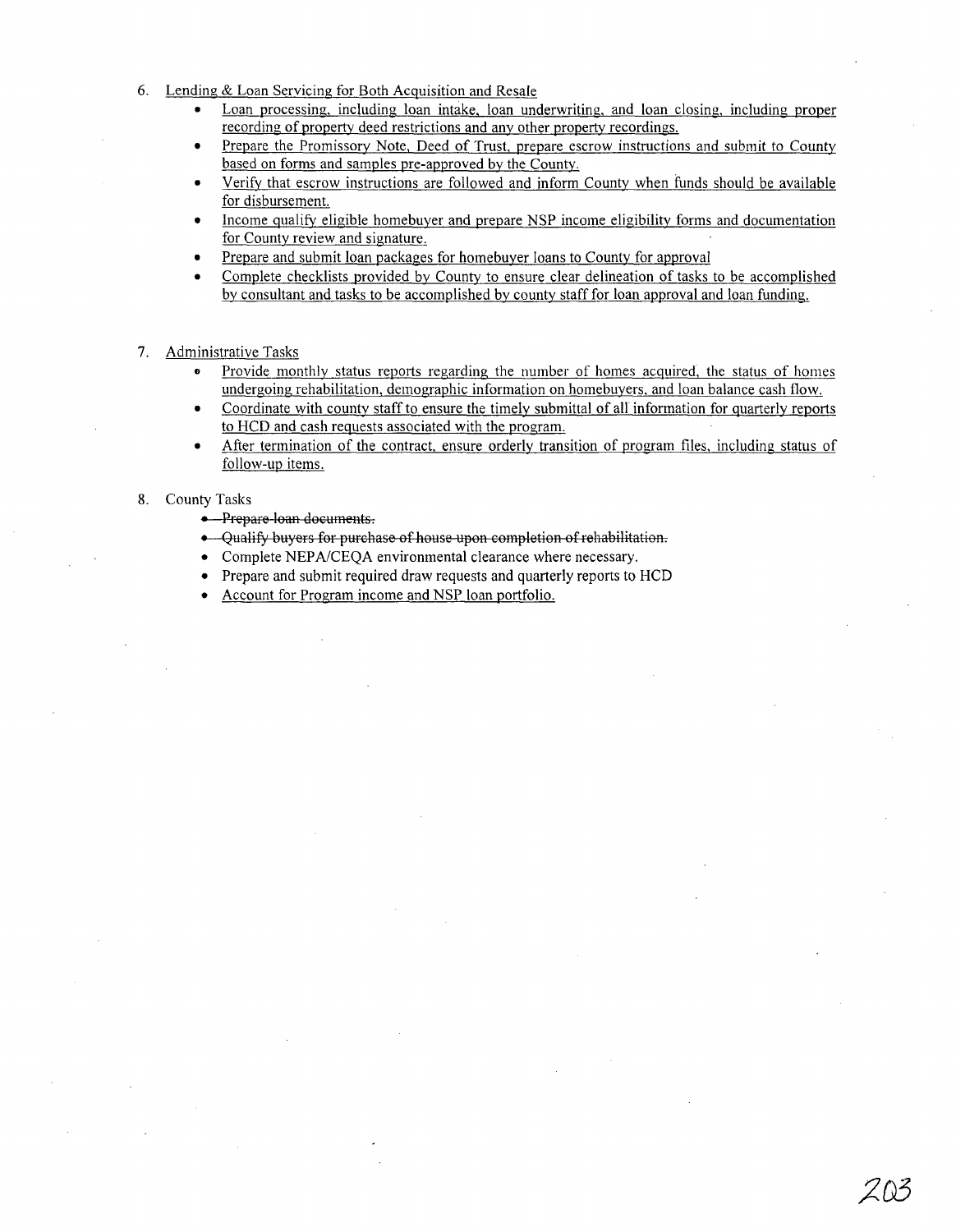6. Lending & Loan Servicing for Both Acquisition and Resale
   - Loan processing, including loan intake, loan underwriting, and loan closing, including proper recording of property deed restrictions and any other property recordings.
   - Prepare the Promissory Note, Deed of Trust, prepare escrow instructions and submit to County based on forms and samples pre-approved by the County.
   - Verify that escrow instructions are followed and inform County when funds should be available for disbursement.
   - Income qualify eligible homebuyer and prepare NSP income eligibility forms and documentation for County review and signature.
   - Prepare and submit loan packages for homebuyer loans to County for approval
   - Complete checklists provided by County to ensure clear delineation of tasks to be accomplished by consultant and tasks to be accomplished by county staff for loan approval and loan funding.

7. Administrative Tasks
   - Provide monthly status reports regarding the number of homes acquired, the status of homes undergoing rehabilitation, demographic information on homebuyers, and loan balance cash flow.
   - Coordinate with county staff to ensure the timely submittal of all information for quarterly reports to HCD and cash requests associated with the program.
   - After termination of the contract, ensure orderly transition of program files, including status of follow-up items.

8. County Tasks
   - ~~Prepare loan documents.~~
   - ~~Qualify buyers for purchase of house upon completion of rehabilitation.~~
   - Complete NEPA/CEQA environmental clearance where necessary.
   - Prepare and submit required draw requests and quarterly reports to HCD
   - Account for Program income and NSP loan portfolio.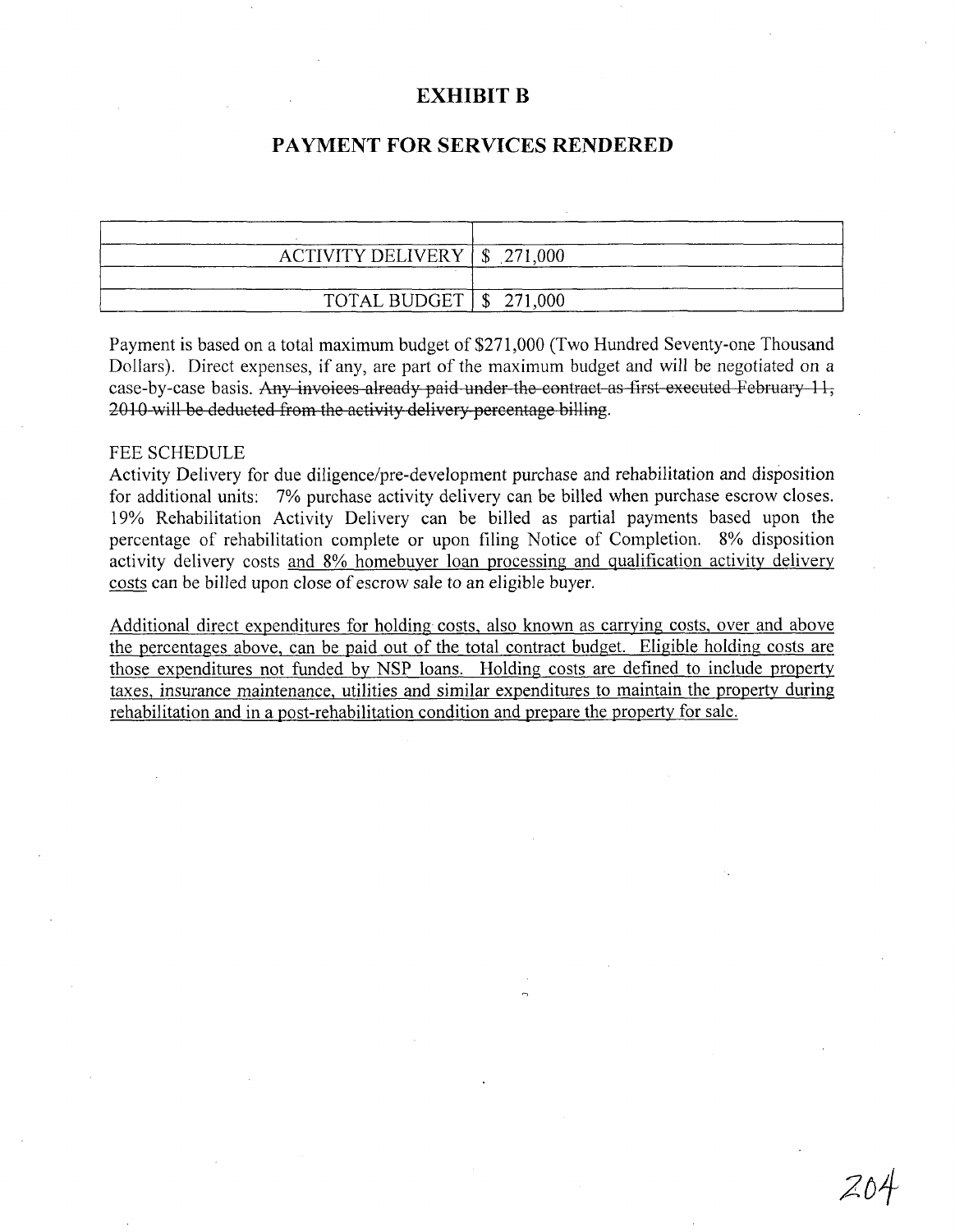# EXHIBIT B

## PAYMENT FOR SERVICES RENDERED

| | |
|---|---|
| ACTIVITY DELIVERY | $ 271,000 |
| | |
| TOTAL BUDGET | $ 271,000 |

Payment is based on a total maximum budget of $271,000 (Two Hundred Seventy-one Thousand Dollars). Direct expenses, if any, are part of the maximum budget and will be negotiated on a case-by-case basis. ~~Any invoices already paid under the contract as first executed February 11, 2010 will be deducted from the activity delivery percentage billing~~.

FEE SCHEDULE

Activity Delivery for due diligence/pre-development purchase and rehabilitation and disposition for additional units: 7% purchase activity delivery can be billed when purchase escrow closes. 19% Rehabilitation Activity Delivery can be billed as partial payments based upon the percentage of rehabilitation complete or upon filing Notice of Completion. 8% disposition activity delivery costs <u>and 8% homebuyer loan processing and qualification activity delivery costs</u> can be billed upon close of escrow sale to an eligible buyer.

<u>Additional direct expenditures for holding costs, also known as carrying costs, over and above the percentages above, can be paid out of the total contract budget. Eligible holding costs are those expenditures not funded by NSP loans. Holding costs are defined to include property taxes, insurance maintenance, utilities and similar expenditures to maintain the property during rehabilitation and in a post-rehabilitation condition and prepare the property for sale.</u>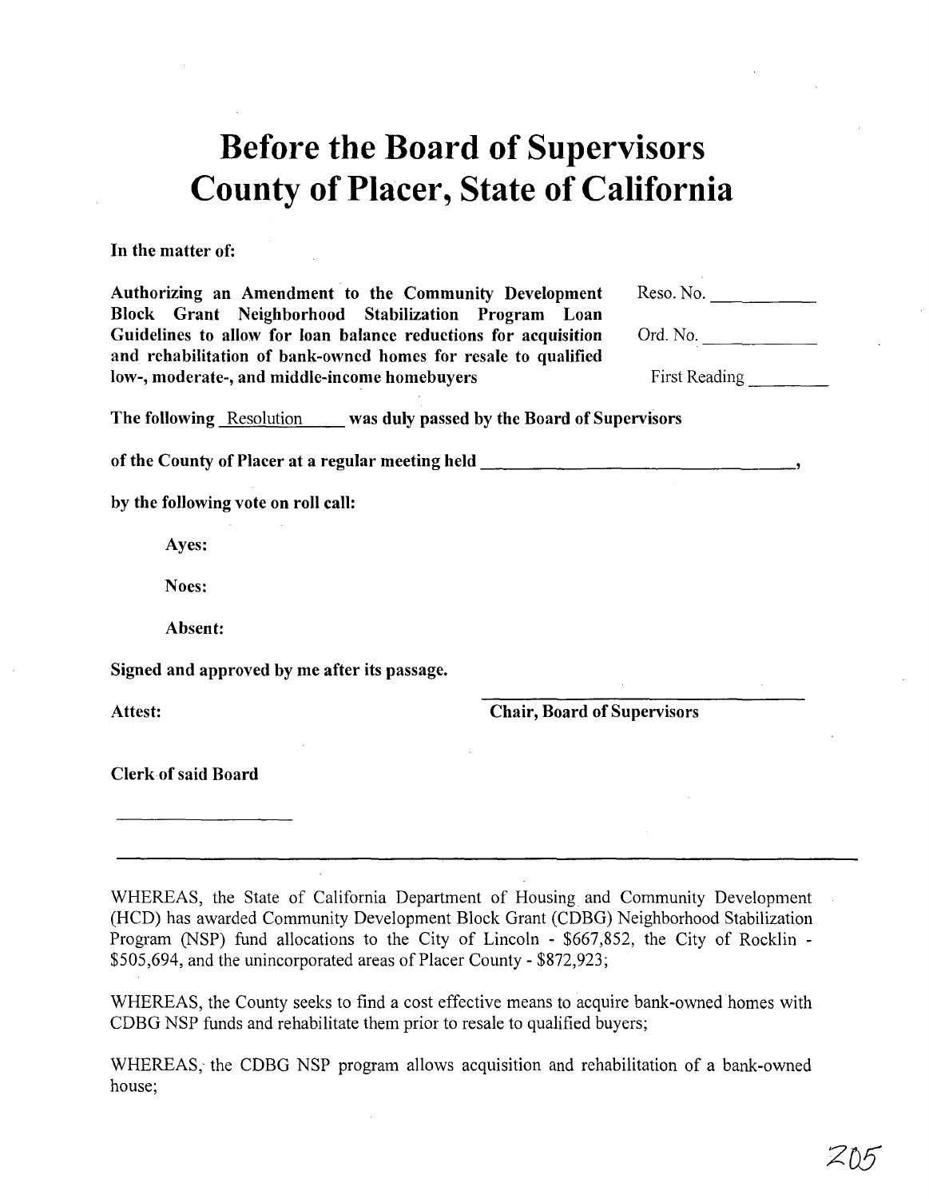# Before the Board of Supervisors
# County of Placer, State of California

**In the matter of:**

**Authorizing an Amendment to the Community Development Block Grant Neighborhood Stabilization Program Loan Guidelines to allow for loan balance reductions for acquisition and rehabilitation of bank-owned homes for resale to qualified low-, moderate-, and middle-income homebuyers**

Reso. No. ___________

Ord. No. ___________

First Reading ___________

**The following** Resolution **was duly passed by the Board of Supervisors**

**of the County of Placer at a regular meeting held ________________________________,**

**by the following vote on roll call:**

**Ayes:**

**Noes:**

**Absent:**

**Signed and approved by me after its passage.**

**Attest:**

______________________________
**Chair, Board of Supervisors**

**Clerk of said Board**

___________________

---

WHEREAS, the State of California Department of Housing and Community Development (HCD) has awarded Community Development Block Grant (CDBG) Neighborhood Stabilization Program (NSP) fund allocations to the City of Lincoln - $667,852, the City of Rocklin - $505,694, and the unincorporated areas of Placer County - $872,923;

WHEREAS, the County seeks to find a cost effective means to acquire bank-owned homes with CDBG NSP funds and rehabilitate them prior to resale to qualified buyers;

WHEREAS, the CDBG NSP program allows acquisition and rehabilitation of a bank-owned house;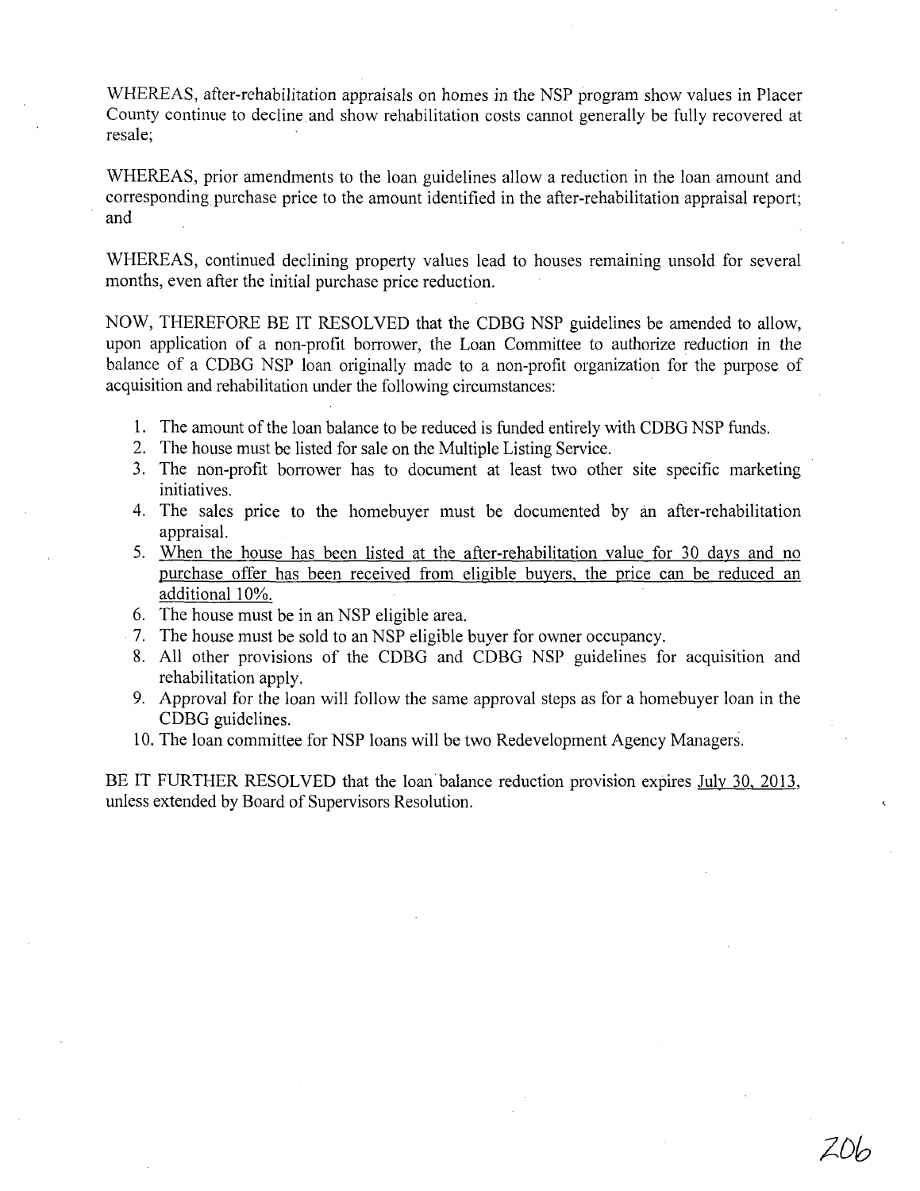WHEREAS, after-rehabilitation appraisals on homes in the NSP program show values in Placer County continue to decline and show rehabilitation costs cannot generally be fully recovered at resale;

WHEREAS, prior amendments to the loan guidelines allow a reduction in the loan amount and corresponding purchase price to the amount identified in the after-rehabilitation appraisal report; and

WHEREAS, continued declining property values lead to houses remaining unsold for several months, even after the initial purchase price reduction.

NOW, THEREFORE BE IT RESOLVED that the CDBG NSP guidelines be amended to allow, upon application of a non-profit borrower, the Loan Committee to authorize reduction in the balance of a CDBG NSP loan originally made to a non-profit organization for the purpose of acquisition and rehabilitation under the following circumstances:

1. The amount of the loan balance to be reduced is funded entirely with CDBG NSP funds.
2. The house must be listed for sale on the Multiple Listing Service.
3. The non-profit borrower has to document at least two other site specific marketing initiatives.
4. The sales price to the homebuyer must be documented by an after-rehabilitation appraisal.
5. <u>When the house has been listed at the after-rehabilitation value for 30 days and no purchase offer has been received from eligible buyers, the price can be reduced an additional 10%.</u>
6. The house must be in an NSP eligible area.
7. The house must be sold to an NSP eligible buyer for owner occupancy.
8. All other provisions of the CDBG and CDBG NSP guidelines for acquisition and rehabilitation apply.
9. Approval for the loan will follow the same approval steps as for a homebuyer loan in the CDBG guidelines.
10. The loan committee for NSP loans will be two Redevelopment Agency Managers.

BE IT FURTHER RESOLVED that the loan balance reduction provision expires <u>July 30, 2013</u>, unless extended by Board of Supervisors Resolution.